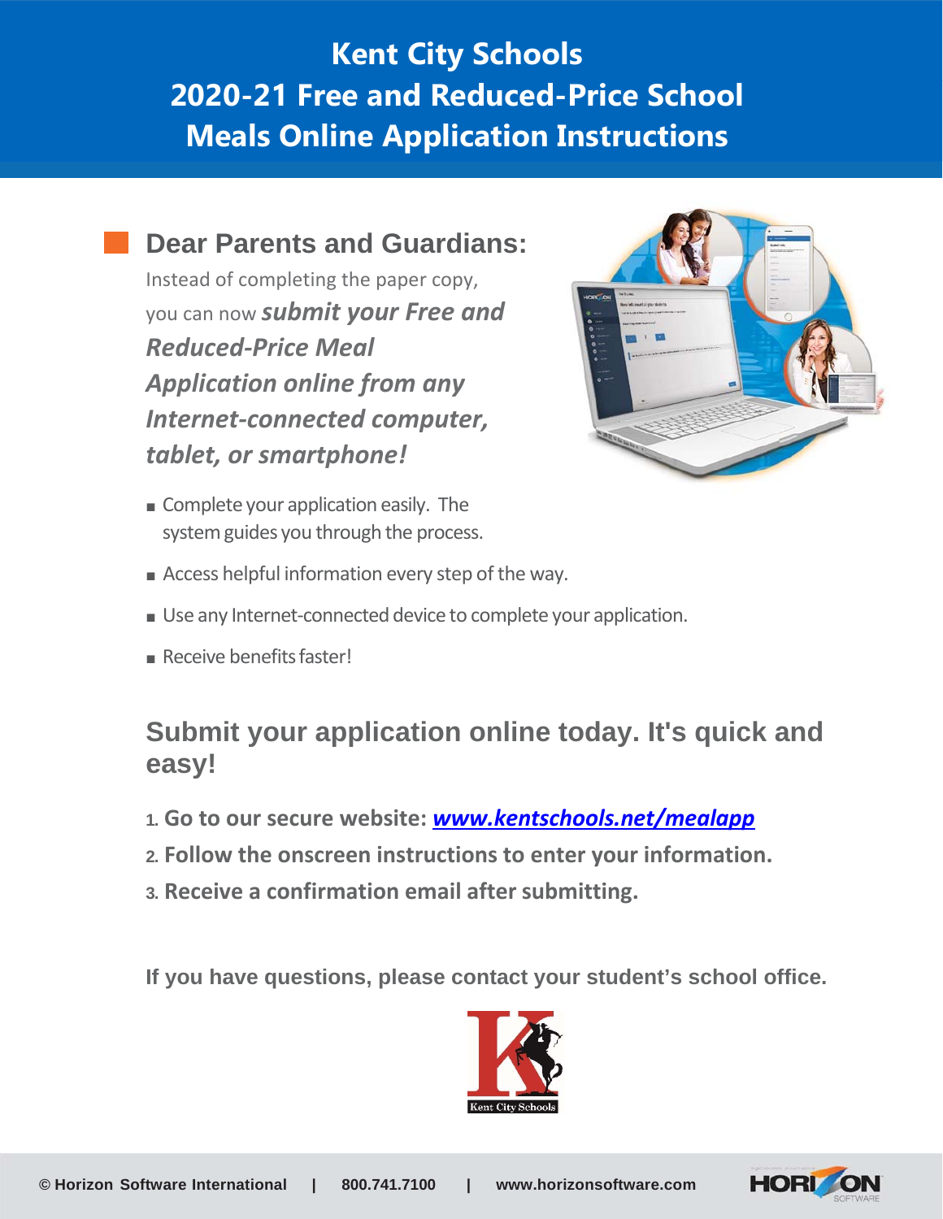# Kent City Schools 2020-21 Free and Reduced-Price School Meals Online Application Instructions

## Dear Parents and Guardians:

Instead of completing the paper copy, you can now ***submit your Free and Reduced-Price Meal Application online from any Internet-connected computer, tablet, or smartphone!***

- Complete your application easily. The system guides you through the process.
- Access helpful information every step of the way.
- Use any Internet-connected device to complete your application.
- Receive benefits faster!

## Submit your application online today. It's quick and easy!

1. **Go to our secure website: *www.kentschools.net/mealapp***
2. **Follow the onscreen instructions to enter your information.**
3. **Receive a confirmation email after submitting.**

**If you have questions, please contact your student's school office.**

Kent City Schools

© Horizon Software International | 800.741.7100 | www.horizonsoftware.com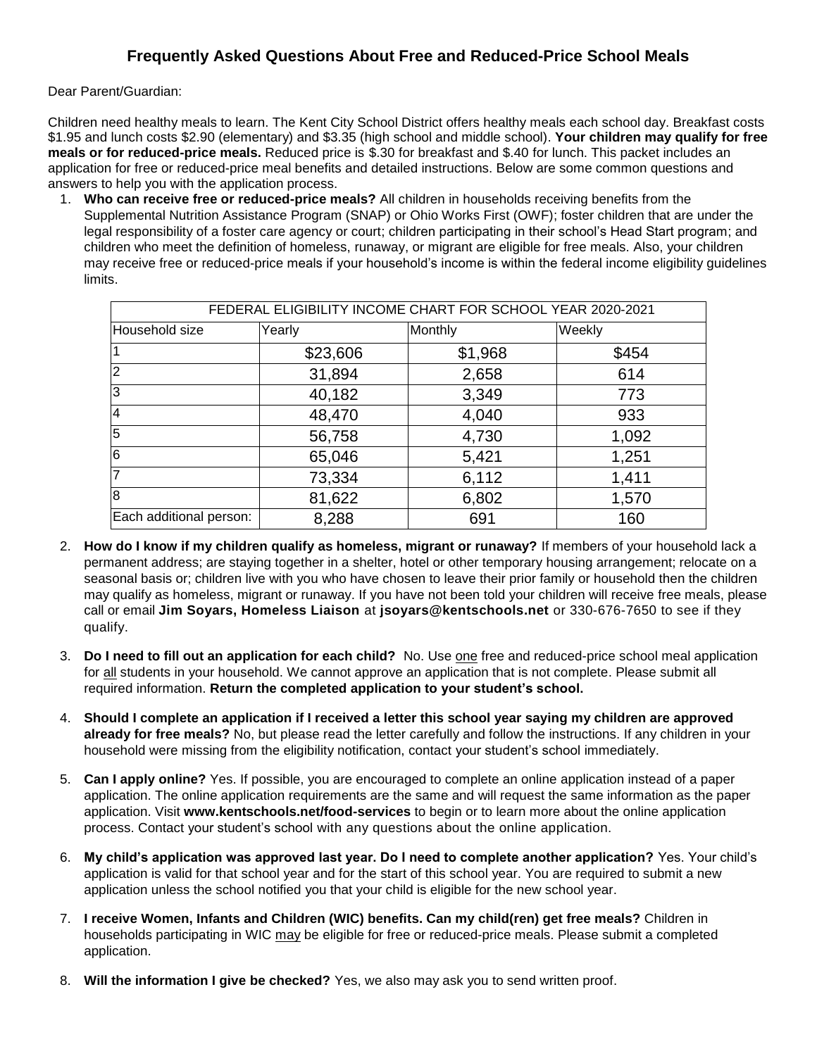# Frequently Asked Questions About Free and Reduced-Price School Meals

Dear Parent/Guardian:

Children need healthy meals to learn. The Kent City School District offers healthy meals each school day. Breakfast costs $1.95 and lunch costs $2.90 (elementary) and $3.35 (high school and middle school). **Your children may qualify for free meals or for reduced-price meals.** Reduced price is $.30 for breakfast and $.40 for lunch. This packet includes an application for free or reduced-price meal benefits and detailed instructions. Below are some common questions and answers to help you with the application process.

1. **Who can receive free or reduced-price meals?** All children in households receiving benefits from the Supplemental Nutrition Assistance Program (SNAP) or Ohio Works First (OWF); foster children that are under the legal responsibility of a foster care agency or court; children participating in their school's Head Start program; and children who meet the definition of homeless, runaway, or migrant are eligible for free meals. Also, your children may receive free or reduced-price meals if your household's income is within the federal income eligibility guidelines limits.

| FEDERAL ELIGIBILITY INCOME CHART FOR SCHOOL YEAR 2020-2021 | | | |
|---|---|---|---|
| Household size | Yearly | Monthly | Weekly |
| 1 | $23,606 | $1,968 | $454 |
| 2 | 31,894 | 2,658 | 614 |
| 3 | 40,182 | 3,349 | 773 |
| 4 | 48,470 | 4,040 | 933 |
| 5 | 56,758 | 4,730 | 1,092 |
| 6 | 65,046 | 5,421 | 1,251 |
| 7 | 73,334 | 6,112 | 1,411 |
| 8 | 81,622 | 6,802 | 1,570 |
| Each additional person: | 8,288 | 691 | 160 |

2. **How do I know if my children qualify as homeless, migrant or runaway?** If members of your household lack a permanent address; are staying together in a shelter, hotel or other temporary housing arrangement; relocate on a seasonal basis or; children live with you who have chosen to leave their prior family or household then the children may qualify as homeless, migrant or runaway. If you have not been told your children will receive free meals, please call or email **Jim Soyars, Homeless Liaison** at **jsoyars@kentschools.net** or 330-676-7650 to see if they qualify.

3. **Do I need to fill out an application for each child?** No. Use one free and reduced-price school meal application for all students in your household. We cannot approve an application that is not complete. Please submit all required information. **Return the completed application to your student's school.**

4. **Should I complete an application if I received a letter this school year saying my children are approved already for free meals?** No, but please read the letter carefully and follow the instructions. If any children in your household were missing from the eligibility notification, contact your student's school immediately.

5. **Can I apply online?** Yes. If possible, you are encouraged to complete an online application instead of a paper application. The online application requirements are the same and will request the same information as the paper application. Visit **www.kentschools.net/food-services** to begin or to learn more about the online application process. Contact your student's school with any questions about the online application.

6. **My child's application was approved last year. Do I need to complete another application?** Yes. Your child's application is valid for that school year and for the start of this school year. You are required to submit a new application unless the school notified you that your child is eligible for the new school year.

7. **I receive Women, Infants and Children (WIC) benefits. Can my child(ren) get free meals?** Children in households participating in WIC may be eligible for free or reduced-price meals. Please submit a completed application.

8. **Will the information I give be checked?** Yes, we also may ask you to send written proof.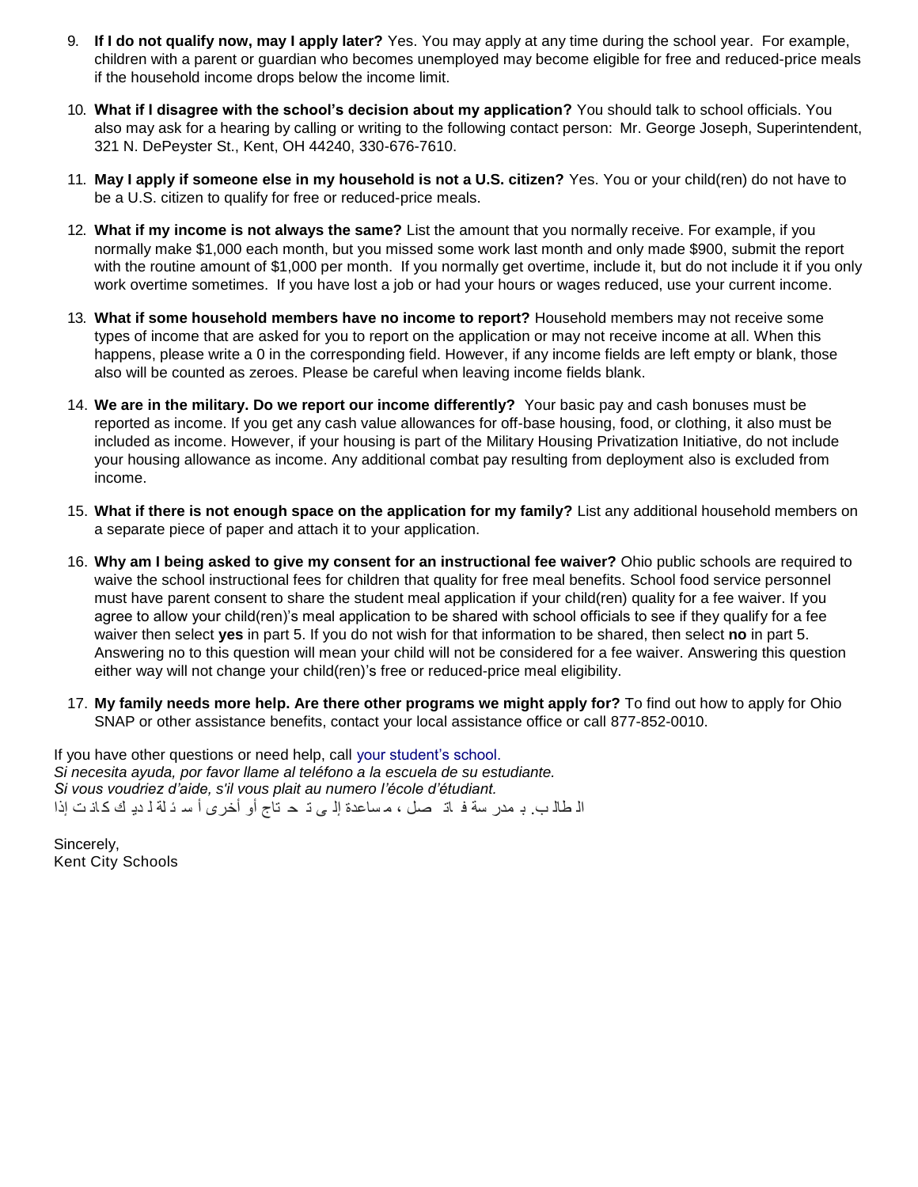9. **If I do not qualify now, may I apply later?** Yes. You may apply at any time during the school year. For example, children with a parent or guardian who becomes unemployed may become eligible for free and reduced-price meals if the household income drops below the income limit.

10. **What if I disagree with the school's decision about my application?** You should talk to school officials. You also may ask for a hearing by calling or writing to the following contact person: Mr. George Joseph, Superintendent, 321 N. DePeyster St., Kent, OH 44240, 330-676-7610.

11. **May I apply if someone else in my household is not a U.S. citizen?** Yes. You or your child(ren) do not have to be a U.S. citizen to qualify for free or reduced-price meals.

12. **What if my income is not always the same?** List the amount that you normally receive. For example, if you normally make $1,000 each month, but you missed some work last month and only made $900, submit the report with the routine amount of $1,000 per month. If you normally get overtime, include it, but do not include it if you only work overtime sometimes. If you have lost a job or had your hours or wages reduced, use your current income.

13. **What if some household members have no income to report?** Household members may not receive some types of income that are asked for you to report on the application or may not receive income at all. When this happens, please write a 0 in the corresponding field. However, if any income fields are left empty or blank, those also will be counted as zeroes. Please be careful when leaving income fields blank.

14. **We are in the military. Do we report our income differently?** Your basic pay and cash bonuses must be reported as income. If you get any cash value allowances for off-base housing, food, or clothing, it also must be included as income. However, if your housing is part of the Military Housing Privatization Initiative, do not include your housing allowance as income. Any additional combat pay resulting from deployment also is excluded from income.

15. **What if there is not enough space on the application for my family?** List any additional household members on a separate piece of paper and attach it to your application.

16. **Why am I being asked to give my consent for an instructional fee waiver?** Ohio public schools are required to waive the school instructional fees for children that quality for free meal benefits. School food service personnel must have parent consent to share the student meal application if your child(ren) quality for a fee waiver. If you agree to allow your child(ren)'s meal application to be shared with school officials to see if they qualify for a fee waiver then select **yes** in part 5. If you do not wish for that information to be shared, then select **no** in part 5. Answering no to this question will mean your child will not be considered for a fee waiver. Answering this question either way will not change your child(ren)'s free or reduced-price meal eligibility.

17. **My family needs more help. Are there other programs we might apply for?** To find out how to apply for Ohio SNAP or other assistance benefits, contact your local assistance office or call 877-852-0010.

If you have other questions or need help, call your student's school.
*Si necesita ayuda, por favor llame al teléfono a la escuela de su estudiante.*
*Si vous voudriez d'aide, s'il vous plait au numero l'école d'étudiant.*
إذا كانت لديك أسئلة أخرى أو تحتاج إلى مساعدة، اتصل في مدرسة الطالب.

Sincerely,
Kent City Schools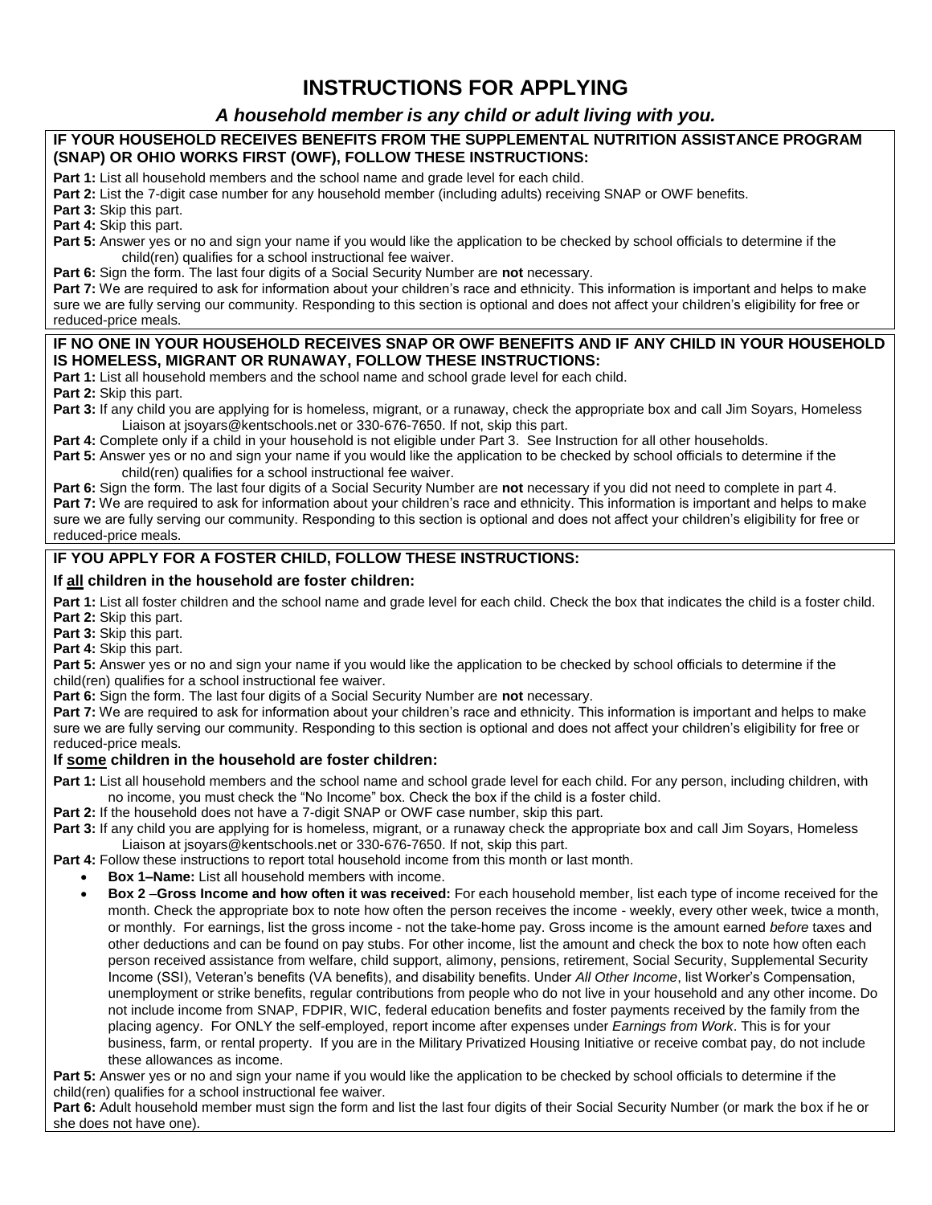# INSTRUCTIONS FOR APPLYING

### *A household member is any child or adult living with you.*

**IF YOUR HOUSEHOLD RECEIVES BENEFITS FROM THE SUPPLEMENTAL NUTRITION ASSISTANCE PROGRAM (SNAP) OR OHIO WORKS FIRST (OWF), FOLLOW THESE INSTRUCTIONS:**

**Part 1:** List all household members and the school name and grade level for each child.
**Part 2:** List the 7-digit case number for any household member (including adults) receiving SNAP or OWF benefits.
**Part 3:** Skip this part.
**Part 4:** Skip this part.
**Part 5:** Answer yes or no and sign your name if you would like the application to be checked by school officials to determine if the child(ren) qualifies for a school instructional fee waiver.
**Part 6:** Sign the form. The last four digits of a Social Security Number are **not** necessary.
**Part 7:** We are required to ask for information about your children's race and ethnicity. This information is important and helps to make sure we are fully serving our community. Responding to this section is optional and does not affect your children's eligibility for free or reduced-price meals.

**IF NO ONE IN YOUR HOUSEHOLD RECEIVES SNAP OR OWF BENEFITS AND IF ANY CHILD IN YOUR HOUSEHOLD IS HOMELESS, MIGRANT OR RUNAWAY, FOLLOW THESE INSTRUCTIONS:**

**Part 1:** List all household members and the school name and school grade level for each child.
**Part 2:** Skip this part.
**Part 3:** If any child you are applying for is homeless, migrant, or a runaway, check the appropriate box and call Jim Soyars, Homeless Liaison at jsoyars@kentschools.net or 330-676-7650. If not, skip this part.
**Part 4:** Complete only if a child in your household is not eligible under Part 3. See Instruction for all other households.
**Part 5:** Answer yes or no and sign your name if you would like the application to be checked by school officials to determine if the child(ren) qualifies for a school instructional fee waiver.
**Part 6:** Sign the form. The last four digits of a Social Security Number are **not** necessary if you did not need to complete in part 4.
**Part 7:** We are required to ask for information about your children's race and ethnicity. This information is important and helps to make sure we are fully serving our community. Responding to this section is optional and does not affect your children's eligibility for free or reduced-price meals.

**IF YOU APPLY FOR A FOSTER CHILD, FOLLOW THESE INSTRUCTIONS:**

**If <u>all</u> children in the household are foster children:**

**Part 1:** List all foster children and the school name and grade level for each child. Check the box that indicates the child is a foster child.
**Part 2:** Skip this part.
**Part 3:** Skip this part.
**Part 4:** Skip this part.
**Part 5:** Answer yes or no and sign your name if you would like the application to be checked by school officials to determine if the child(ren) qualifies for a school instructional fee waiver.
**Part 6:** Sign the form. The last four digits of a Social Security Number are **not** necessary.
**Part 7:** We are required to ask for information about your children's race and ethnicity. This information is important and helps to make sure we are fully serving our community. Responding to this section is optional and does not affect your children's eligibility for free or reduced-price meals.

**If <u>some</u> children in the household are foster children:**

**Part 1:** List all household members and the school name and school grade level for each child. For any person, including children, with no income, you must check the "No Income" box. Check the box if the child is a foster child.
**Part 2:** If the household does not have a 7-digit SNAP or OWF case number, skip this part.
**Part 3:** If any child you are applying for is homeless, migrant, or a runaway check the appropriate box and call Jim Soyars, Homeless Liaison at jsoyars@kentschools.net or 330-676-7650. If not, skip this part.
**Part 4:** Follow these instructions to report total household income from this month or last month.

- **Box 1–Name:** List all household members with income.
- **Box 2 –Gross Income and how often it was received:** For each household member, list each type of income received for the month. Check the appropriate box to note how often the person receives the income - weekly, every other week, twice a month, or monthly. For earnings, list the gross income - not the take-home pay. Gross income is the amount earned *before* taxes and other deductions and can be found on pay stubs. For other income, list the amount and check the box to note how often each person received assistance from welfare, child support, alimony, pensions, retirement, Social Security, Supplemental Security Income (SSI), Veteran's benefits (VA benefits), and disability benefits. Under *All Other Income*, list Worker's Compensation, unemployment or strike benefits, regular contributions from people who do not live in your household and any other income. Do not include income from SNAP, FDPIR, WIC, federal education benefits and foster payments received by the family from the placing agency. For ONLY the self-employed, report income after expenses under *Earnings from Work*. This is for your business, farm, or rental property. If you are in the Military Privatized Housing Initiative or receive combat pay, do not include these allowances as income.

**Part 5:** Answer yes or no and sign your name if you would like the application to be checked by school officials to determine if the child(ren) qualifies for a school instructional fee waiver.
**Part 6:** Adult household member must sign the form and list the last four digits of their Social Security Number (or mark the box if he or she does not have one).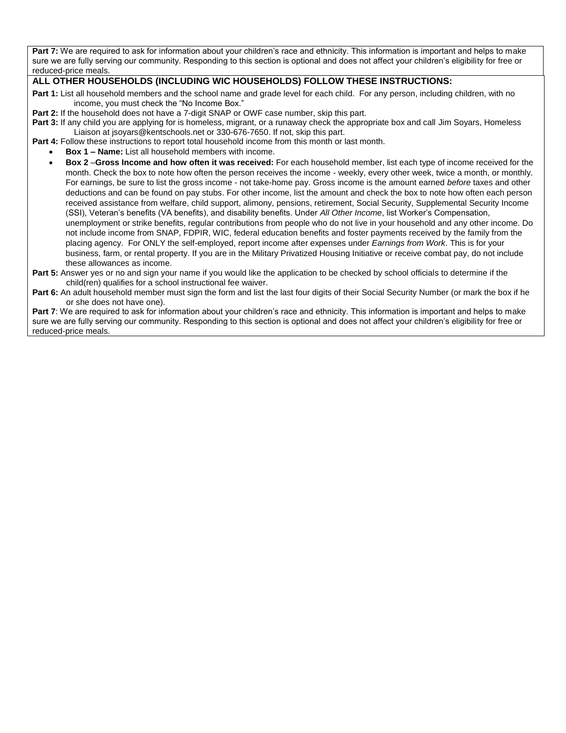**Part 7:** We are required to ask for information about your children's race and ethnicity. This information is important and helps to make sure we are fully serving our community. Responding to this section is optional and does not affect your children's eligibility for free or reduced-price meals.

## ALL OTHER HOUSEHOLDS (INCLUDING WIC HOUSEHOLDS) FOLLOW THESE INSTRUCTIONS:

**Part 1:** List all household members and the school name and grade level for each child. For any person, including children, with no income, you must check the "No Income Box."

**Part 2:** If the household does not have a 7-digit SNAP or OWF case number, skip this part.

**Part 3:** If any child you are applying for is homeless, migrant, or a runaway check the appropriate box and call Jim Soyars, Homeless Liaison at jsoyars@kentschools.net or 330-676-7650. If not, skip this part.

**Part 4:** Follow these instructions to report total household income from this month or last month.

- **Box 1 – Name:** List all household members with income.
- **Box 2 –Gross Income and how often it was received:** For each household member, list each type of income received for the month. Check the box to note how often the person receives the income - weekly, every other week, twice a month, or monthly. For earnings, be sure to list the gross income - not take-home pay. Gross income is the amount earned *before* taxes and other deductions and can be found on pay stubs. For other income, list the amount and check the box to note how often each person received assistance from welfare, child support, alimony, pensions, retirement, Social Security, Supplemental Security Income (SSI), Veteran's benefits (VA benefits), and disability benefits. Under *All Other Income*, list Worker's Compensation, unemployment or strike benefits, regular contributions from people who do not live in your household and any other income. Do not include income from SNAP, FDPIR, WIC, federal education benefits and foster payments received by the family from the placing agency. For ONLY the self-employed, report income after expenses under *Earnings from Work*. This is for your business, farm, or rental property. If you are in the Military Privatized Housing Initiative or receive combat pay, do not include these allowances as income.

**Part 5:** Answer yes or no and sign your name if you would like the application to be checked by school officials to determine if the child(ren) qualifies for a school instructional fee waiver.

**Part 6:** An adult household member must sign the form and list the last four digits of their Social Security Number (or mark the box if he or she does not have one).

**Part 7**: We are required to ask for information about your children's race and ethnicity. This information is important and helps to make sure we are fully serving our community. Responding to this section is optional and does not affect your children's eligibility for free or reduced-price meals.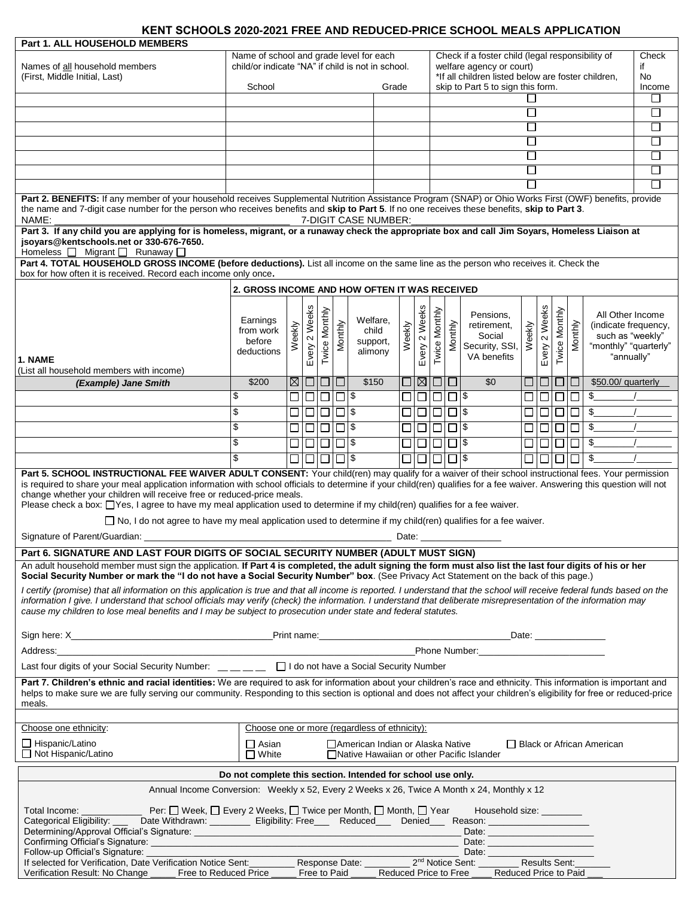# KENT SCHOOLS 2020-2021 FREE AND REDUCED-PRICE SCHOOL MEALS APPLICATION

## Part 1. ALL HOUSEHOLD MEMBERS

| Names of all household members (First, Middle Initial, Last) | Name of school and grade level for each child/or indicate "NA" if child is not in school. School | Grade | Check if a foster child (legal responsibility of welfare agency or court) *If all children listed below are foster children, skip to Part 5 to sign this form. | Check if No Income |
|---|---|---|---|---|
| | | | ☐ | ☐ |
| | | | ☐ | ☐ |
| | | | ☐ | ☐ |
| | | | ☐ | ☐ |
| | | | ☐ | ☐ |
| | | | ☐ | ☐ |
| | | | ☐ | ☐ |

**Part 2. BENEFITS:** If any member of your household receives Supplemental Nutrition Assistance Program (SNAP) or Ohio Works First (OWF) benefits, provide the name and 7-digit case number for the person who receives benefits and **skip to Part 5**. If no one receives these benefits, **skip to Part 3**.

NAME: ______________________________ 7-DIGIT CASE NUMBER: ______________________________

**Part 3. If any child you are applying for is homeless, migrant, or a runaway check the appropriate box and call Jim Soyars, Homeless Liaison at jsoyars@kentschools.net or 330-676-7650.**

Homeless ☐ Migrant ☐ Runaway ☐

**Part 4. TOTAL HOUSEHOLD GROSS INCOME (before deductions).** List all income on the same line as the person who receives it. Check the box for how often it is received. Record each income only once**.**

| 1. NAME (List all household members with income) | 2. GROSS INCOME AND HOW OFTEN IT WAS RECEIVED: Earnings from work before deductions | Weekly | Every 2 Weeks | Twice Monthly | Monthly | Welfare, child support, alimony | Weekly | Every 2 Weeks | Twice Monthly | Monthly | Pensions, retirement, Social Security, SSI, VA benefits | Weekly | Every 2 Weeks | Twice Monthly | Monthly | All Other Income (indicate frequency, such as "weekly" "monthly" "quarterly" "annually") |
|---|---|---|---|---|---|---|---|---|---|---|---|---|---|---|---|---|
| *(Example) Jane Smith* | $200 | ☒ | ☐ | ☐ | ☐ | $150 | ☐ | ☒ | ☐ | ☐ | $0 | ☐ | ☐ | ☐ | ☐ | $50.00/ quarterly |
| | $ | ☐ | ☐ | ☐ | ☐ | $ | ☐ | ☐ | ☐ | ☐ | $ | ☐ | ☐ | ☐ | ☐ | $_____/_____ |
| | $ | ☐ | ☐ | ☐ | ☐ | $ | ☐ | ☐ | ☐ | ☐ | $ | ☐ | ☐ | ☐ | ☐ | $_____/_____ |
| | $ | ☐ | ☐ | ☐ | ☐ | $ | ☐ | ☐ | ☐ | ☐ | $ | ☐ | ☐ | ☐ | ☐ | $_____/_____ |
| | $ | ☐ | ☐ | ☐ | ☐ | $ | ☐ | ☐ | ☐ | ☐ | $ | ☐ | ☐ | ☐ | ☐ | $_____/_____ |
| | $ | ☐ | ☐ | ☐ | ☐ | $ | ☐ | ☐ | ☐ | ☐ | $ | ☐ | ☐ | ☐ | ☐ | $_____/_____ |

**Part 5. SCHOOL INSTRUCTIONAL FEE WAIVER ADULT CONSENT:** Your child(ren) may qualify for a waiver of their school instructional fees. Your permission is required to share your meal application information with school officials to determine if your child(ren) qualifies for a fee waiver. Answering this question will not change whether your children will receive free or reduced-price meals.

Please check a box: ☐ Yes, I agree to have my meal application used to determine if my child(ren) qualifies for a fee waiver.

☐ No, I do not agree to have my meal application used to determine if my child(ren) qualifies for a fee waiver.

Signature of Parent/Guardian: ______________________________ Date: ______________

**Part 6. SIGNATURE AND LAST FOUR DIGITS OF SOCIAL SECURITY NUMBER (ADULT MUST SIGN)**

An adult household member must sign the application. **If Part 4 is completed, the adult signing the form must also list the last four digits of his or her Social Security Number or mark the "I do not have a Social Security Number" box**. (See Privacy Act Statement on the back of this page.)

*I certify (promise) that all information on this application is true and that all income is reported. I understand that the school will receive federal funds based on the information I give. I understand that school officials may verify (check) the information. I understand that deliberate misrepresentation of the information may cause my children to lose meal benefits and I may be subject to prosecution under state and federal statutes.*

Sign here: X______________________________ Print name: ______________________________ Date: ______________

Address: ______________________________ Phone Number: ______________________________

Last four digits of your Social Security Number: __ __ __ __ ☐ I do not have a Social Security Number

**Part 7. Children's ethnic and racial identities:** We are required to ask for information about your children's race and ethnicity. This information is important and helps to make sure we are fully serving our community. Responding to this section is optional and does not affect your children's eligibility for free or reduced-price meals.

| Choose one ethnicity: | Choose one or more (regardless of ethnicity): |
|---|---|
| ☐ Hispanic/Latino | ☐ Asian ☐ American Indian or Alaska Native ☐ Black or African American |
| ☐ Not Hispanic/Latino | ☐ White ☐ Native Hawaiian or other Pacific Islander |

**Do not complete this section. Intended for school use only.**

Annual Income Conversion: Weekly x 52, Every 2 Weeks x 26, Twice A Month x 24, Monthly x 12

Total Income: __________ Per: ☐ Week, ☐ Every 2 Weeks, ☐ Twice per Month, ☐ Month, ☐ Year Household size: ________

Categorical Eligibility: ___ Date Withdrawn: ________ Eligibility: Free___ Reduced___ Denied___ Reason: ______________

Determining/Approval Official's Signature: ______________________________ Date: ______________

Confirming Official's Signature: ______________________________ Date: ______________

Follow-up Official's Signature: ______________________________ Date: ______________

If selected for Verification, Date Verification Notice Sent: ________ Response Date: ________ 2nd Notice Sent: ________ Results Sent: ______

Verification Result: No Change _____ Free to Reduced Price _____ Free to Paid _____ Reduced Price to Free ____ Reduced Price to Paid ___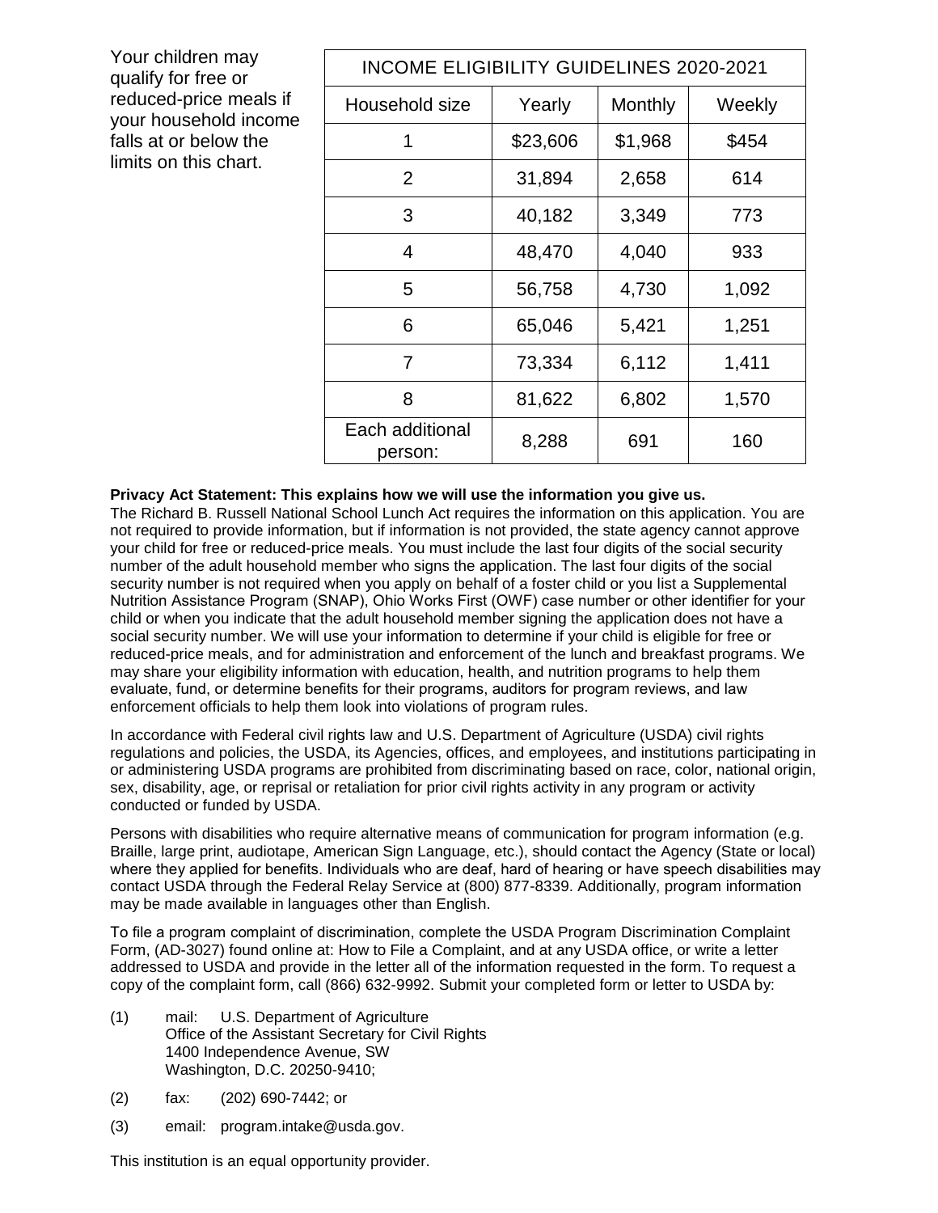Your children may qualify for free or reduced-price meals if your household income falls at or below the limits on this chart.

| INCOME ELIGIBILITY GUIDELINES 2020-2021 | | | |
|---|---|---|---|
| Household size | Yearly | Monthly | Weekly |
| 1 | $23,606 | $1,968 | $454 |
| 2 | 31,894 | 2,658 | 614 |
| 3 | 40,182 | 3,349 | 773 |
| 4 | 48,470 | 4,040 | 933 |
| 5 | 56,758 | 4,730 | 1,092 |
| 6 | 65,046 | 5,421 | 1,251 |
| 7 | 73,334 | 6,112 | 1,411 |
| 8 | 81,622 | 6,802 | 1,570 |
| Each additional person: | 8,288 | 691 | 160 |

**Privacy Act Statement: This explains how we will use the information you give us.**
The Richard B. Russell National School Lunch Act requires the information on this application. You are not required to provide information, but if information is not provided, the state agency cannot approve your child for free or reduced-price meals. You must include the last four digits of the social security number of the adult household member who signs the application. The last four digits of the social security number is not required when you apply on behalf of a foster child or you list a Supplemental Nutrition Assistance Program (SNAP), Ohio Works First (OWF) case number or other identifier for your child or when you indicate that the adult household member signing the application does not have a social security number. We will use your information to determine if your child is eligible for free or reduced-price meals, and for administration and enforcement of the lunch and breakfast programs. We may share your eligibility information with education, health, and nutrition programs to help them evaluate, fund, or determine benefits for their programs, auditors for program reviews, and law enforcement officials to help them look into violations of program rules.

In accordance with Federal civil rights law and U.S. Department of Agriculture (USDA) civil rights regulations and policies, the USDA, its Agencies, offices, and employees, and institutions participating in or administering USDA programs are prohibited from discriminating based on race, color, national origin, sex, disability, age, or reprisal or retaliation for prior civil rights activity in any program or activity conducted or funded by USDA.

Persons with disabilities who require alternative means of communication for program information (e.g. Braille, large print, audiotape, American Sign Language, etc.), should contact the Agency (State or local) where they applied for benefits. Individuals who are deaf, hard of hearing or have speech disabilities may contact USDA through the Federal Relay Service at (800) 877-8339. Additionally, program information may be made available in languages other than English.

To file a program complaint of discrimination, complete the USDA Program Discrimination Complaint Form, (AD-3027) found online at: How to File a Complaint, and at any USDA office, or write a letter addressed to USDA and provide in the letter all of the information requested in the form. To request a copy of the complaint form, call (866) 632-9992. Submit your completed form or letter to USDA by:

(1) mail: U.S. Department of Agriculture
Office of the Assistant Secretary for Civil Rights
1400 Independence Avenue, SW
Washington, D.C. 20250-9410;

(2) fax: (202) 690-7442; or

(3) email: program.intake@usda.gov.

This institution is an equal opportunity provider.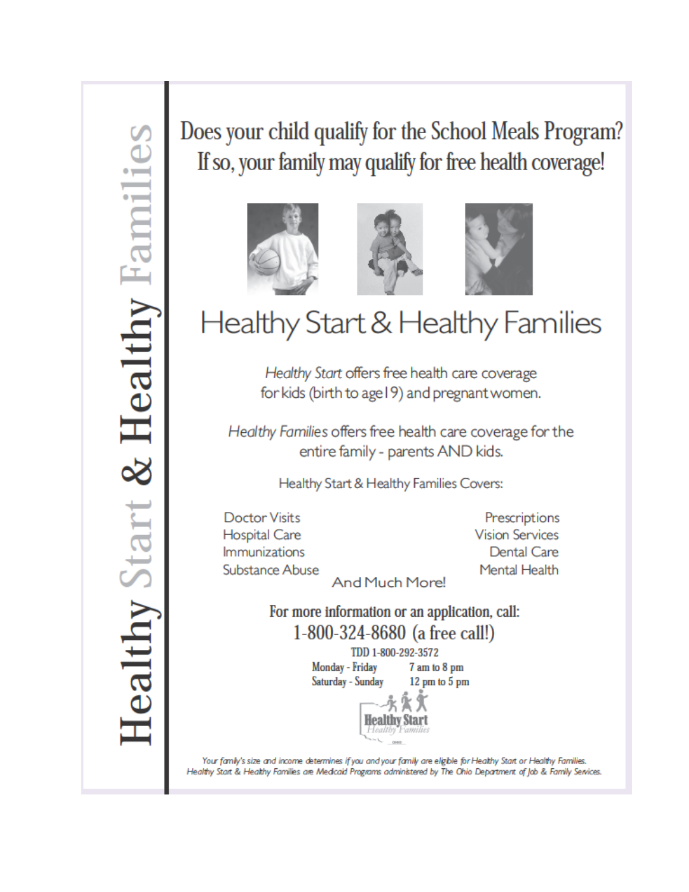Healthy Start & Healthy Families

# Does your child qualify for the School Meals Program? If so, your family may qualify for free health coverage!

## Healthy Start & Healthy Families

*Healthy Start* offers free health care coverage for kids (birth to age 19) and pregnant women.

*Healthy Families* offers free health care coverage for the entire family - parents AND kids.

Healthy Start & Healthy Families Covers:

- Doctor Visits
- Hospital Care
- Immunizations
- Substance Abuse
- Prescriptions
- Vision Services
- Dental Care
- Mental Health

And Much More!

**For more information or an application, call:**

**1-800-324-8680 (a free call!)**

TDD 1-800-292-3572

| | |
|---|---|
| Monday - Friday | 7 am to 8 pm |
| Saturday - Sunday | 12 pm to 5 pm |

Healthy Start Healthy Families

*Your family's size and income determines if you and your family are eligible for Healthy Start or Healthy Families. Healthy Start & Healthy Families are Medicaid Programs administered by The Ohio Department of Job & Family Services.*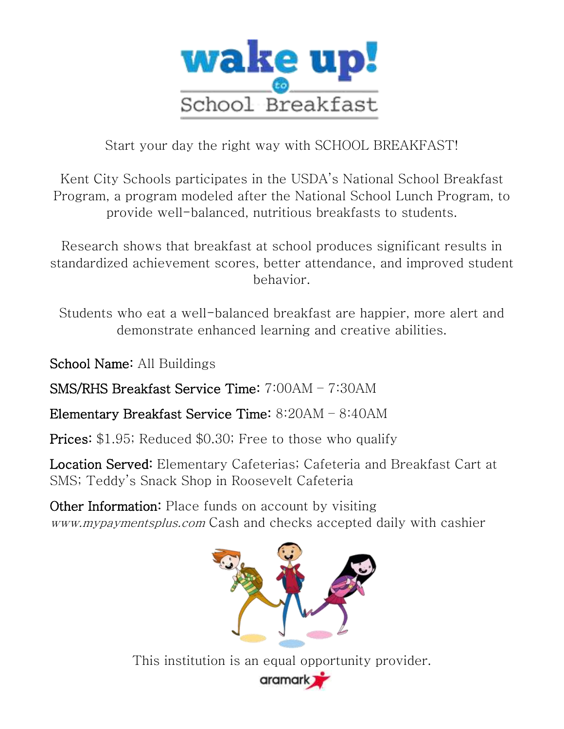# wake up! to School Breakfast

Start your day the right way with SCHOOL BREAKFAST!

Kent City Schools participates in the USDA's National School Breakfast Program, a program modeled after the National School Lunch Program, to provide well-balanced, nutritious breakfasts to students.

Research shows that breakfast at school produces significant results in standardized achievement scores, better attendance, and improved student behavior.

Students who eat a well-balanced breakfast are happier, more alert and demonstrate enhanced learning and creative abilities.

**School Name:** All Buildings

**SMS/RHS Breakfast Service Time:** 7:00AM – 7:30AM

**Elementary Breakfast Service Time:** 8:20AM – 8:40AM

**Prices:** $1.95; Reduced $0.30; Free to those who qualify

**Location Served:** Elementary Cafeterias; Cafeteria and Breakfast Cart at SMS; Teddy's Snack Shop in Roosevelt Cafeteria

**Other Information:** Place funds on account by visiting *www.mypaymentsplus.com* Cash and checks accepted daily with cashier

This institution is an equal opportunity provider.

aramark